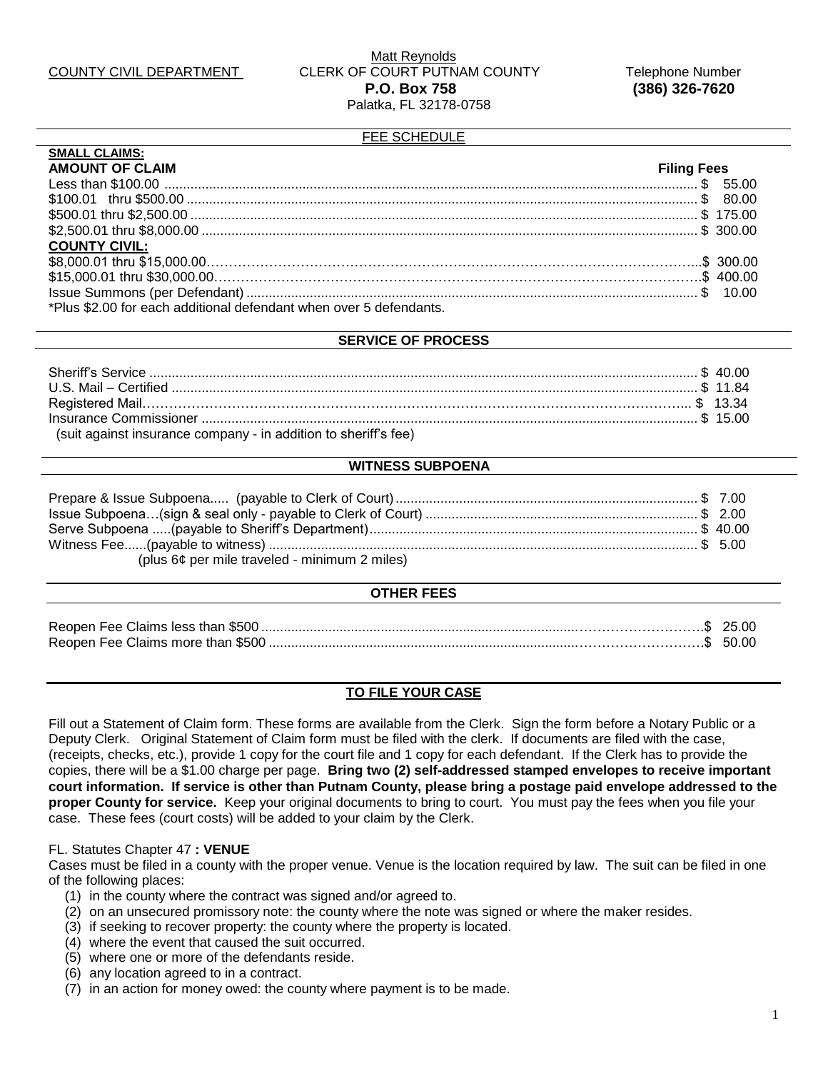Matt Reynolds

COUNTY CIVIL DEPARTMENT — CLERK OF COURT PUTNAM COUNTY — Telephone Number

**P.O. Box 758** — **(386) 326-7620**

Palatka, FL 32178-0758

## FEE SCHEDULE

**SMALL CLAIMS:**

| AMOUNT OF CLAIM | Filing Fees |
|---|---|
| Less than $100.00 | $ 55.00 |
| $100.01 thru $500.00 | $ 80.00 |
| $500.01 thru $2,500.00 | $ 175.00 |
| $2,500.01 thru $8,000.00 | $ 300.00 |
| **COUNTY CIVIL:** | |
| $8,000.01 thru $15,000.00 | $ 300.00 |
| $15,000.01 thru $30,000.00 | $ 400.00 |
| Issue Summons (per Defendant) | $ 10.00 |

*Plus $2.00 for each additional defendant when over 5 defendants.

## SERVICE OF PROCESS

| | |
|---|---|
| Sheriff's Service | $ 40.00 |
| U.S. Mail – Certified | $ 11.84 |
| Registered Mail | $ 13.34 |
| Insurance Commissioner | $ 15.00 |

(suit against insurance company - in addition to sheriff's fee)

## WITNESS SUBPOENA

| | |
|---|---|
| Prepare & Issue Subpoena..... (payable to Clerk of Court) | $ 7.00 |
| Issue Subpoena…(sign & seal only - payable to Clerk of Court) | $ 2.00 |
| Serve Subpoena .....(payable to Sheriff's Department) | $ 40.00 |
| Witness Fee......(payable to witness) | $ 5.00 |

(plus 6¢ per mile traveled - minimum 2 miles)

## OTHER FEES

| | |
|---|---|
| Reopen Fee Claims less than $500 | $ 25.00 |
| Reopen Fee Claims more than $500 | $ 50.00 |

## TO FILE YOUR CASE

Fill out a Statement of Claim form. These forms are available from the Clerk. Sign the form before a Notary Public or a Deputy Clerk. Original Statement of Claim form must be filed with the clerk. If documents are filed with the case, (receipts, checks, etc.), provide 1 copy for the court file and 1 copy for each defendant. If the Clerk has to provide the copies, there will be a $1.00 charge per page. **Bring two (2) self-addressed stamped envelopes to receive important court information. If service is other than Putnam County, please bring a postage paid envelope addressed to the proper County for service.** Keep your original documents to bring to court. You must pay the fees when you file your case. These fees (court costs) will be added to your claim by the Clerk.

FL. Statutes Chapter 47 **: VENUE**

Cases must be filed in a county with the proper venue. Venue is the location required by law. The suit can be filed in one of the following places:

(1) in the county where the contract was signed and/or agreed to.
(2) on an unsecured promissory note: the county where the note was signed or where the maker resides.
(3) if seeking to recover property: the county where the property is located.
(4) where the event that caused the suit occurred.
(5) where one or more of the defendants reside.
(6) any location agreed to in a contract.
(7) in an action for money owed: the county where payment is to be made.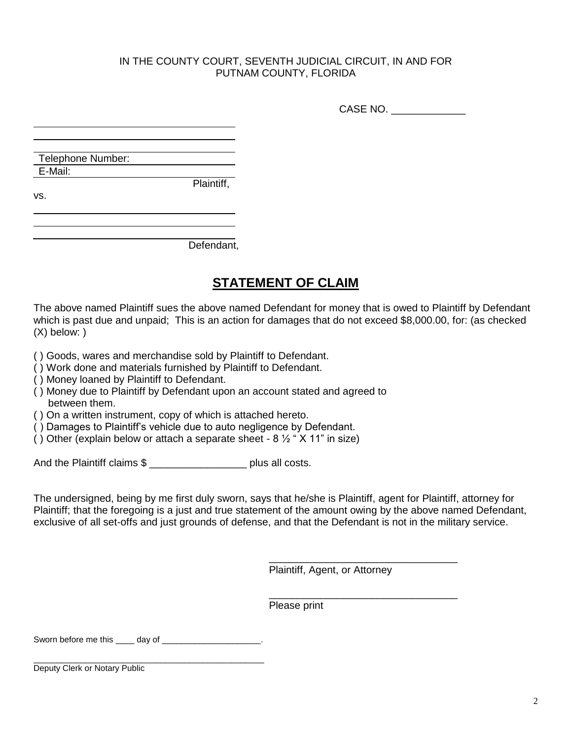IN THE COUNTY COURT, SEVENTH JUDICIAL CIRCUIT, IN AND FOR
PUTNAM COUNTY, FLORIDA

CASE NO. _____________

______________________________________

______________________________________

______________________________________

Telephone Number: ______________________

E-Mail: _______________________________

Plaintiff,

vs.

______________________________________

______________________________________

______________________________________

Defendant,

## STATEMENT OF CLAIM

The above named Plaintiff sues the above named Defendant for money that is owed to Plaintiff by Defendant which is past due and unpaid; This is an action for damages that do not exceed $8,000.00, for: (as checked (X) below: )

( ) Goods, wares and merchandise sold by Plaintiff to Defendant.
( ) Work done and materials furnished by Plaintiff to Defendant.
( ) Money loaned by Plaintiff to Defendant.
( ) Money due to Plaintiff by Defendant upon an account stated and agreed to between them.
( ) On a written instrument, copy of which is attached hereto.
( ) Damages to Plaintiff's vehicle due to auto negligence by Defendant.
( ) Other (explain below or attach a separate sheet - 8 ½ " X 11" in size)

And the Plaintiff claims $ _________________ plus all costs.

The undersigned, being by me first duly sworn, says that he/she is Plaintiff, agent for Plaintiff, attorney for Plaintiff; that the foregoing is a just and true statement of the amount owing by the above named Defendant, exclusive of all set-offs and just grounds of defense, and that the Defendant is not in the military service.

_________________________________
Plaintiff, Agent, or Attorney

_________________________________
Please print

Sworn before me this ____ day of _____________________.

_________________________________________________
Deputy Clerk or Notary Public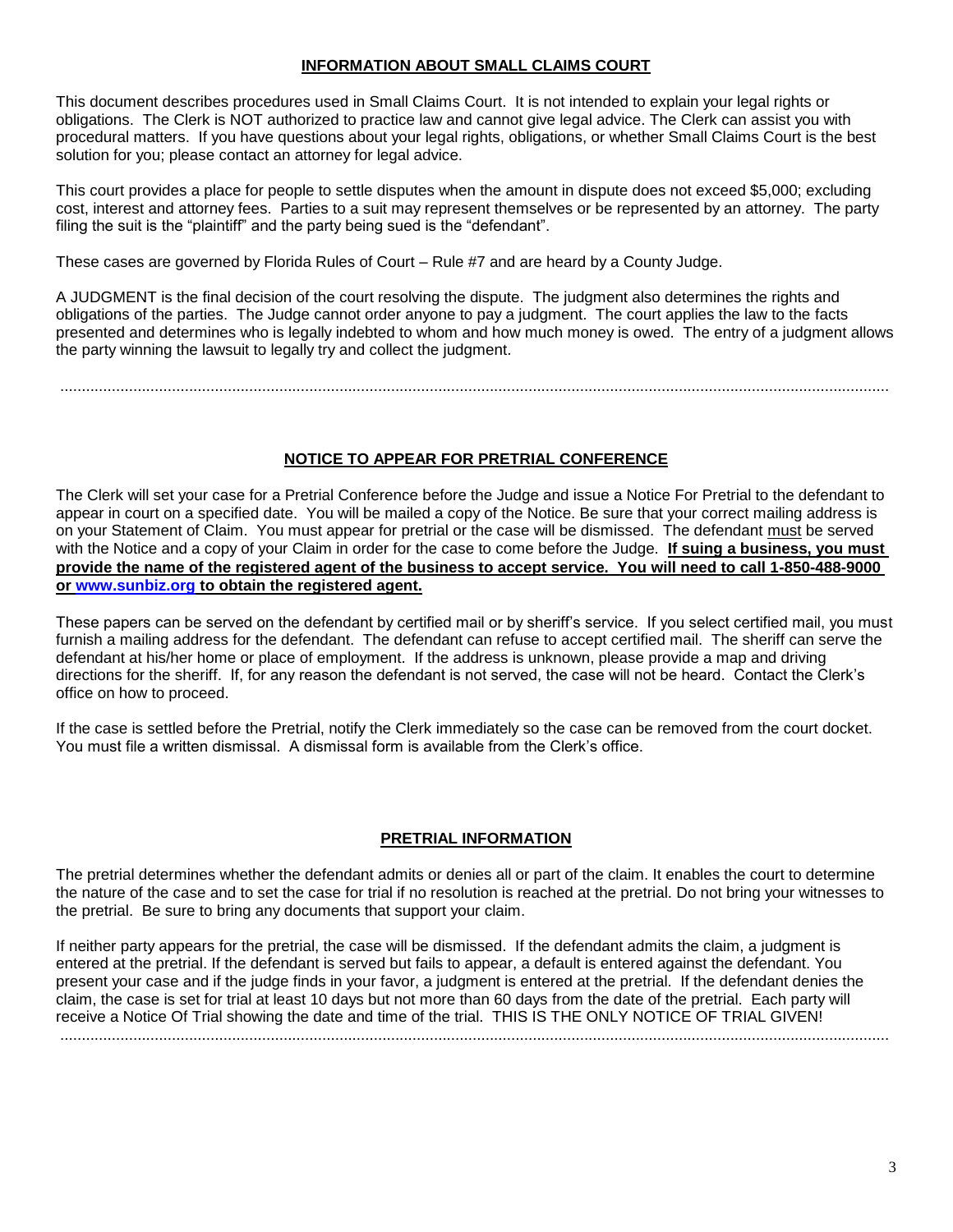## INFORMATION ABOUT SMALL CLAIMS COURT

This document describes procedures used in Small Claims Court. It is not intended to explain your legal rights or obligations. The Clerk is NOT authorized to practice law and cannot give legal advice. The Clerk can assist you with procedural matters. If you have questions about your legal rights, obligations, or whether Small Claims Court is the best solution for you; please contact an attorney for legal advice.

This court provides a place for people to settle disputes when the amount in dispute does not exceed $5,000; excluding cost, interest and attorney fees. Parties to a suit may represent themselves or be represented by an attorney. The party filing the suit is the "plaintiff" and the party being sued is the "defendant".

These cases are governed by Florida Rules of Court – Rule #7 and are heard by a County Judge.

A JUDGMENT is the final decision of the court resolving the dispute. The judgment also determines the rights and obligations of the parties. The Judge cannot order anyone to pay a judgment. The court applies the law to the facts presented and determines who is legally indebted to whom and how much money is owed. The entry of a judgment allows the party winning the lawsuit to legally try and collect the judgment.

---

## NOTICE TO APPEAR FOR PRETRIAL CONFERENCE

The Clerk will set your case for a Pretrial Conference before the Judge and issue a Notice For Pretrial to the defendant to appear in court on a specified date. You will be mailed a copy of the Notice. Be sure that your correct mailing address is on your Statement of Claim. You must appear for pretrial or the case will be dismissed. The defendant must be served with the Notice and a copy of your Claim in order for the case to come before the Judge. **If suing a business, you must provide the name of the registered agent of the business to accept service. You will need to call 1-850-488-9000 or www.sunbiz.org to obtain the registered agent.**

These papers can be served on the defendant by certified mail or by sheriff's service. If you select certified mail, you must furnish a mailing address for the defendant. The defendant can refuse to accept certified mail. The sheriff can serve the defendant at his/her home or place of employment. If the address is unknown, please provide a map and driving directions for the sheriff. If, for any reason the defendant is not served, the case will not be heard. Contact the Clerk's office on how to proceed.

If the case is settled before the Pretrial, notify the Clerk immediately so the case can be removed from the court docket. You must file a written dismissal. A dismissal form is available from the Clerk's office.

## PRETRIAL INFORMATION

The pretrial determines whether the defendant admits or denies all or part of the claim. It enables the court to determine the nature of the case and to set the case for trial if no resolution is reached at the pretrial. Do not bring your witnesses to the pretrial. Be sure to bring any documents that support your claim.

If neither party appears for the pretrial, the case will be dismissed. If the defendant admits the claim, a judgment is entered at the pretrial. If the defendant is served but fails to appear, a default is entered against the defendant. You present your case and if the judge finds in your favor, a judgment is entered at the pretrial. If the defendant denies the claim, the case is set for trial at least 10 days but not more than 60 days from the date of the pretrial. Each party will receive a Notice Of Trial showing the date and time of the trial. THIS IS THE ONLY NOTICE OF TRIAL GIVEN!

---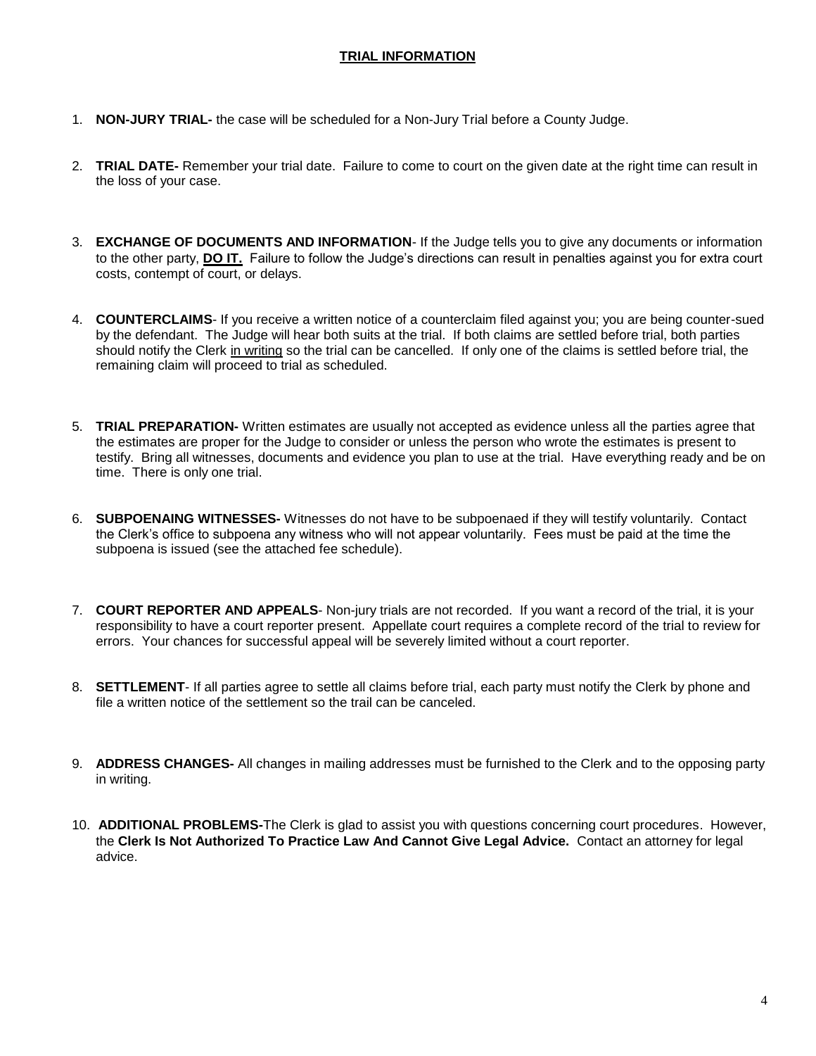# TRIAL INFORMATION

1. **NON-JURY TRIAL-** the case will be scheduled for a Non-Jury Trial before a County Judge.

2. **TRIAL DATE-** Remember your trial date. Failure to come to court on the given date at the right time can result in the loss of your case.

3. **EXCHANGE OF DOCUMENTS AND INFORMATION**- If the Judge tells you to give any documents or information to the other party, **DO IT.** Failure to follow the Judge's directions can result in penalties against you for extra court costs, contempt of court, or delays.

4. **COUNTERCLAIMS**- If you receive a written notice of a counterclaim filed against you; you are being counter-sued by the defendant. The Judge will hear both suits at the trial. If both claims are settled before trial, both parties should notify the Clerk in writing so the trial can be cancelled. If only one of the claims is settled before trial, the remaining claim will proceed to trial as scheduled.

5. **TRIAL PREPARATION-** Written estimates are usually not accepted as evidence unless all the parties agree that the estimates are proper for the Judge to consider or unless the person who wrote the estimates is present to testify. Bring all witnesses, documents and evidence you plan to use at the trial. Have everything ready and be on time. There is only one trial.

6. **SUBPOENAING WITNESSES-** Witnesses do not have to be subpoenaed if they will testify voluntarily. Contact the Clerk's office to subpoena any witness who will not appear voluntarily. Fees must be paid at the time the subpoena is issued (see the attached fee schedule).

7. **COURT REPORTER AND APPEALS**- Non-jury trials are not recorded. If you want a record of the trial, it is your responsibility to have a court reporter present. Appellate court requires a complete record of the trial to review for errors. Your chances for successful appeal will be severely limited without a court reporter.

8. **SETTLEMENT**- If all parties agree to settle all claims before trial, each party must notify the Clerk by phone and file a written notice of the settlement so the trail can be canceled.

9. **ADDRESS CHANGES-** All changes in mailing addresses must be furnished to the Clerk and to the opposing party in writing.

10. **ADDITIONAL PROBLEMS-**The Clerk is glad to assist you with questions concerning court procedures. However, the **Clerk Is Not Authorized To Practice Law And Cannot Give Legal Advice.** Contact an attorney for legal advice.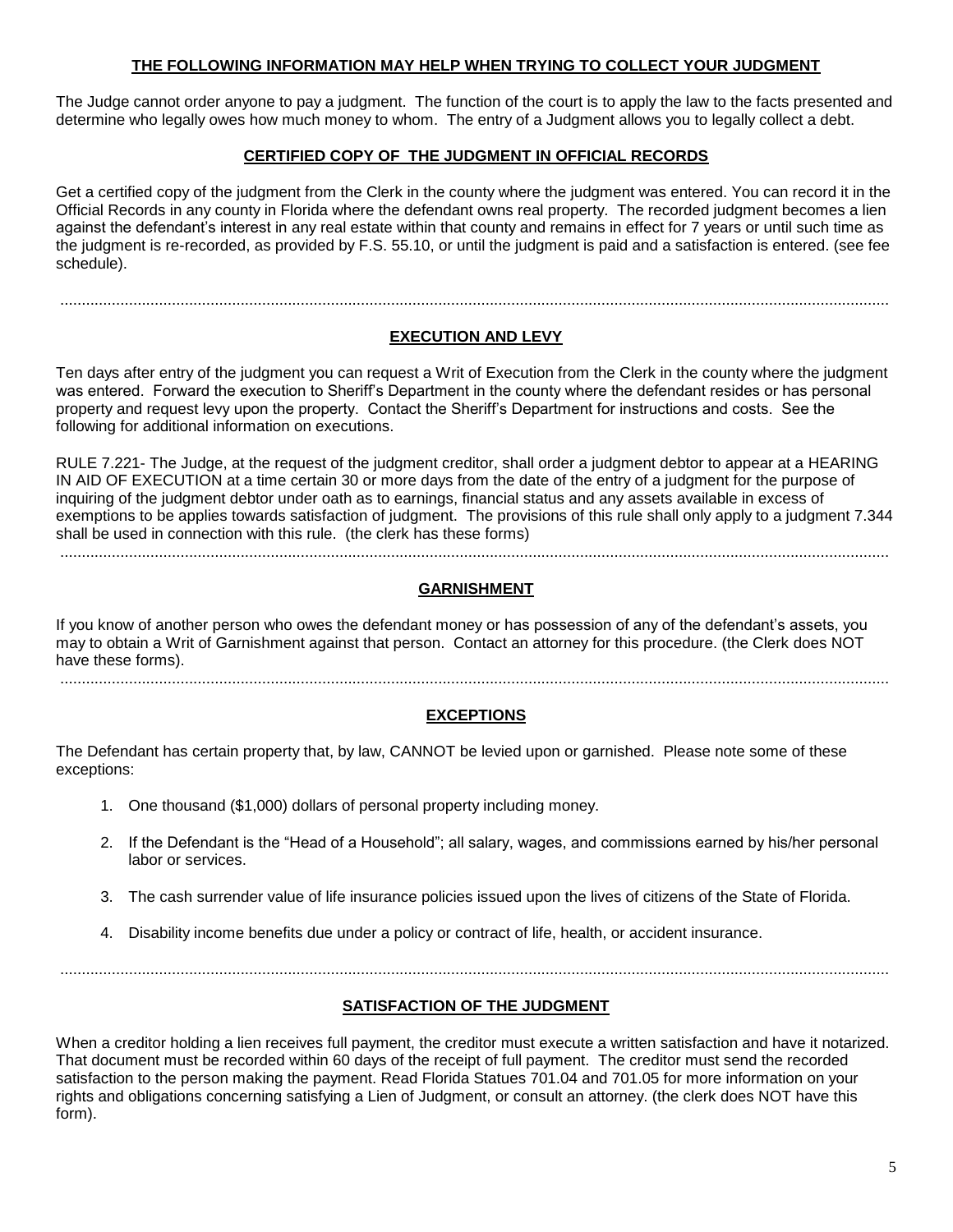## THE FOLLOWING INFORMATION MAY HELP WHEN TRYING TO COLLECT YOUR JUDGMENT

The Judge cannot order anyone to pay a judgment. The function of the court is to apply the law to the facts presented and determine who legally owes how much money to whom. The entry of a Judgment allows you to legally collect a debt.

## CERTIFIED COPY OF THE JUDGMENT IN OFFICIAL RECORDS

Get a certified copy of the judgment from the Clerk in the county where the judgment was entered. You can record it in the Official Records in any county in Florida where the defendant owns real property. The recorded judgment becomes a lien against the defendant's interest in any real estate within that county and remains in effect for 7 years or until such time as the judgment is re-recorded, as provided by F.S. 55.10, or until the judgment is paid and a satisfaction is entered. (see fee schedule).

---

## EXECUTION AND LEVY

Ten days after entry of the judgment you can request a Writ of Execution from the Clerk in the county where the judgment was entered. Forward the execution to Sheriff's Department in the county where the defendant resides or has personal property and request levy upon the property. Contact the Sheriff's Department for instructions and costs. See the following for additional information on executions.

RULE 7.221- The Judge, at the request of the judgment creditor, shall order a judgment debtor to appear at a HEARING IN AID OF EXECUTION at a time certain 30 or more days from the date of the entry of a judgment for the purpose of inquiring of the judgment debtor under oath as to earnings, financial status and any assets available in excess of exemptions to be applies towards satisfaction of judgment. The provisions of this rule shall only apply to a judgment 7.344 shall be used in connection with this rule. (the clerk has these forms)

---

## GARNISHMENT

If you know of another person who owes the defendant money or has possession of any of the defendant's assets, you may to obtain a Writ of Garnishment against that person. Contact an attorney for this procedure. (the Clerk does NOT have these forms).

---

## EXCEPTIONS

The Defendant has certain property that, by law, CANNOT be levied upon or garnished. Please note some of these exceptions:

1. One thousand ($1,000) dollars of personal property including money.
2. If the Defendant is the "Head of a Household"; all salary, wages, and commissions earned by his/her personal labor or services.
3. The cash surrender value of life insurance policies issued upon the lives of citizens of the State of Florida.
4. Disability income benefits due under a policy or contract of life, health, or accident insurance.

---

## SATISFACTION OF THE JUDGMENT

When a creditor holding a lien receives full payment, the creditor must execute a written satisfaction and have it notarized. That document must be recorded within 60 days of the receipt of full payment. The creditor must send the recorded satisfaction to the person making the payment. Read Florida Statues 701.04 and 701.05 for more information on your rights and obligations concerning satisfying a Lien of Judgment, or consult an attorney. (the clerk does NOT have this form).